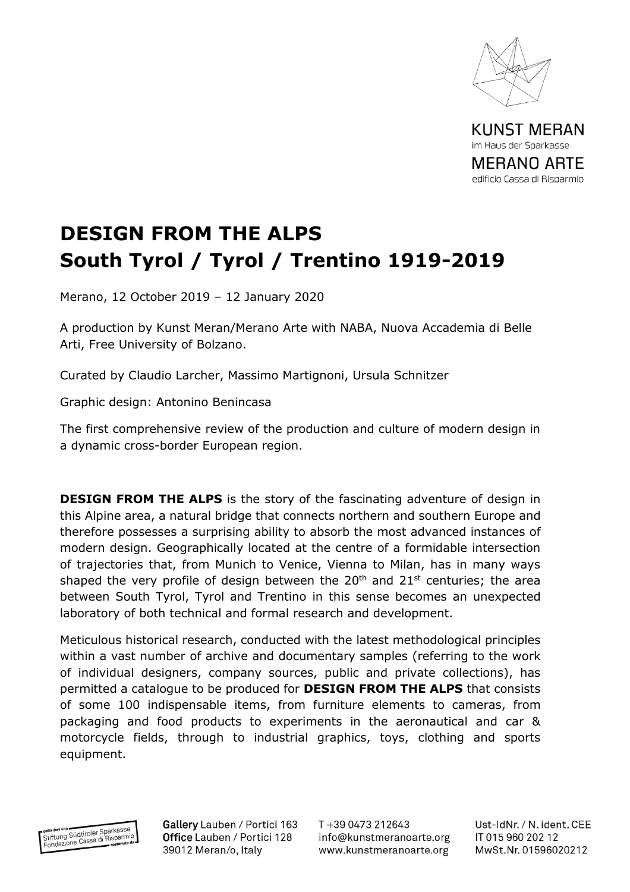KUNST MERAN
im Haus der Sparkasse
MERANO ARTE
edificio Cassa di Risparmio

# DESIGN FROM THE ALPS
# South Tyrol / Tyrol / Trentino 1919-2019

Merano, 12 October 2019 – 12 January 2020

A production by Kunst Meran/Merano Arte with NABA, Nuova Accademia di Belle Arti, Free University of Bolzano.

Curated by Claudio Larcher, Massimo Martignoni, Ursula Schnitzer

Graphic design: Antonino Benincasa

The first comprehensive review of the production and culture of modern design in a dynamic cross-border European region.

**DESIGN FROM THE ALPS** is the story of the fascinating adventure of design in this Alpine area, a natural bridge that connects northern and southern Europe and therefore possesses a surprising ability to absorb the most advanced instances of modern design. Geographically located at the centre of a formidable intersection of trajectories that, from Munich to Venice, Vienna to Milan, has in many ways shaped the very profile of design between the 20th and 21st centuries; the area between South Tyrol, Tyrol and Trentino in this sense becomes an unexpected laboratory of both technical and formal research and development.

Meticulous historical research, conducted with the latest methodological principles within a vast number of archive and documentary samples (referring to the work of individual designers, company sources, public and private collections), has permitted a catalogue to be produced for **DESIGN FROM THE ALPS** that consists of some 100 indispensable items, from furniture elements to cameras, from packaging and food products to experiments in the aeronautical and car & motorcycle fields, through to industrial graphics, toys, clothing and sports equipment.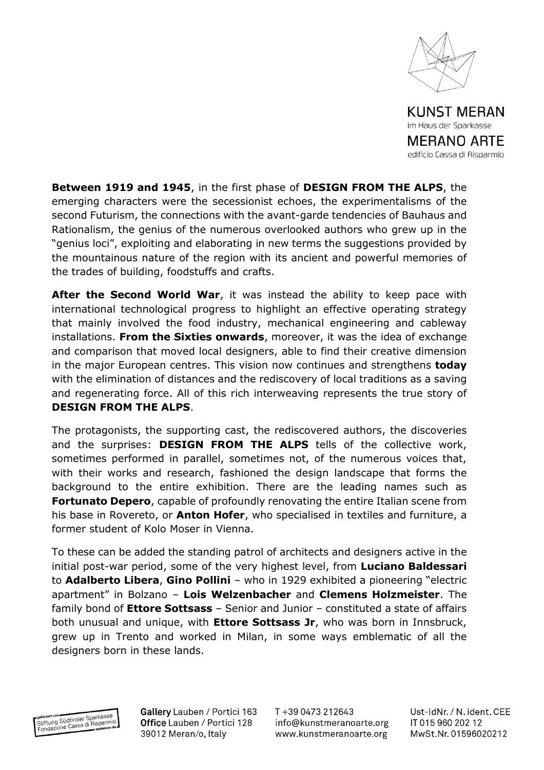**Between 1919 and 1945**, in the first phase of **DESIGN FROM THE ALPS**, the emerging characters were the secessionist echoes, the experimentalisms of the second Futurism, the connections with the avant-garde tendencies of Bauhaus and Rationalism, the genius of the numerous overlooked authors who grew up in the "genius loci", exploiting and elaborating in new terms the suggestions provided by the mountainous nature of the region with its ancient and powerful memories of the trades of building, foodstuffs and crafts.

**After the Second World War**, it was instead the ability to keep pace with international technological progress to highlight an effective operating strategy that mainly involved the food industry, mechanical engineering and cableway installations. **From the Sixties onwards**, moreover, it was the idea of exchange and comparison that moved local designers, able to find their creative dimension in the major European centres. This vision now continues and strengthens **today** with the elimination of distances and the rediscovery of local traditions as a saving and regenerating force. All of this rich interweaving represents the true story of **DESIGN FROM THE ALPS**.

The protagonists, the supporting cast, the rediscovered authors, the discoveries and the surprises: **DESIGN FROM THE ALPS** tells of the collective work, sometimes performed in parallel, sometimes not, of the numerous voices that, with their works and research, fashioned the design landscape that forms the background to the entire exhibition. There are the leading names such as **Fortunato Depero**, capable of profoundly renovating the entire Italian scene from his base in Rovereto, or **Anton Hofer**, who specialised in textiles and furniture, a former student of Kolo Moser in Vienna.

To these can be added the standing patrol of architects and designers active in the initial post-war period, some of the very highest level, from **Luciano Baldessari** to **Adalberto Libera**, **Gino Pollini** – who in 1929 exhibited a pioneering "electric apartment" in Bolzano – **Lois Welzenbacher** and **Clemens Holzmeister**. The family bond of **Ettore Sottsass** – Senior and Junior – constituted a state of affairs both unusual and unique, with **Ettore Sottsass Jr**, who was born in Innsbruck, grew up in Trento and worked in Milan, in some ways emblematic of all the designers born in these lands.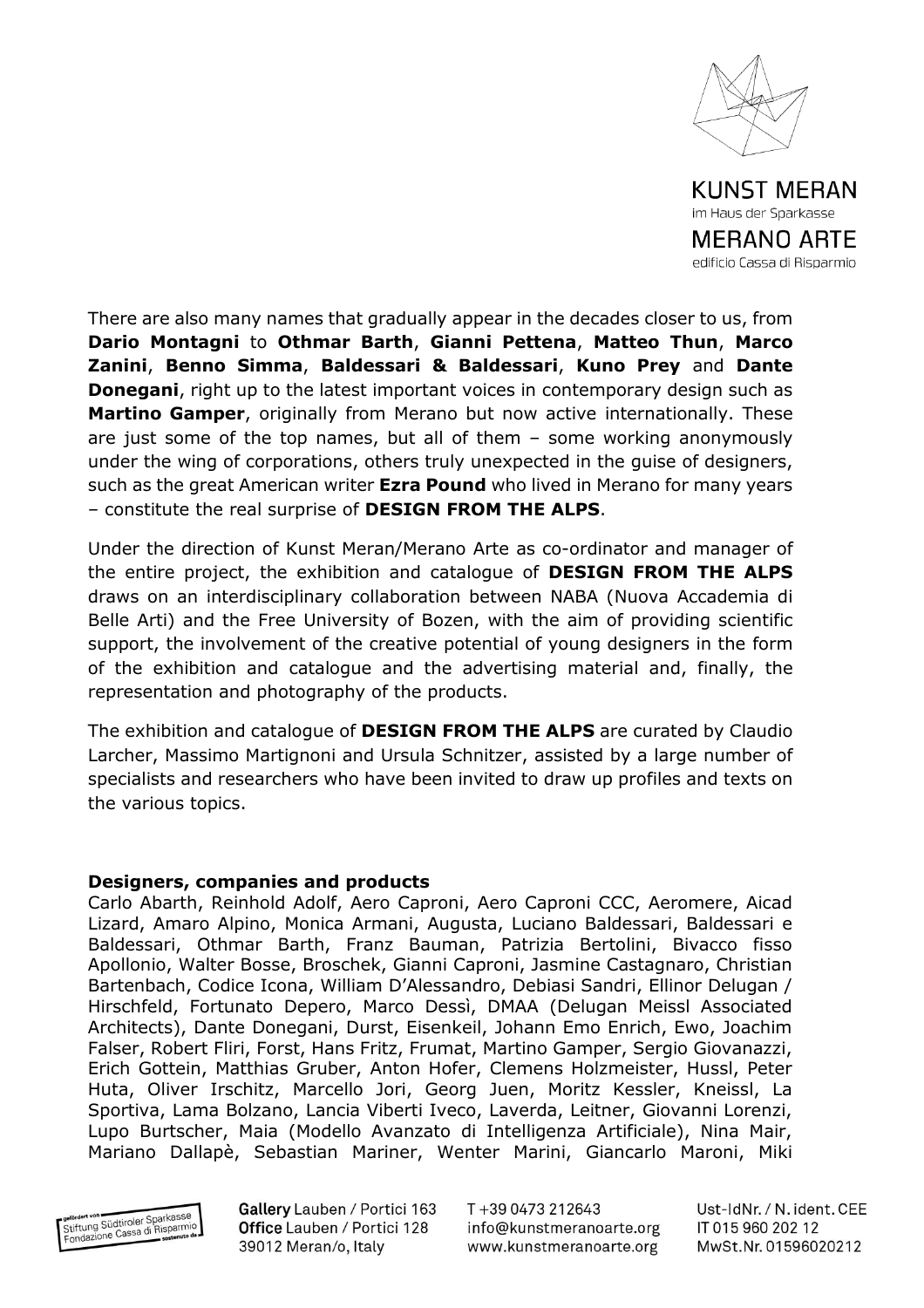There are also many names that gradually appear in the decades closer to us, from **Dario Montagni** to **Othmar Barth**, **Gianni Pettena**, **Matteo Thun**, **Marco Zanini**, **Benno Simma**, **Baldessari & Baldessari**, **Kuno Prey** and **Dante Donegani**, right up to the latest important voices in contemporary design such as **Martino Gamper**, originally from Merano but now active internationally. These are just some of the top names, but all of them – some working anonymously under the wing of corporations, others truly unexpected in the guise of designers, such as the great American writer **Ezra Pound** who lived in Merano for many years – constitute the real surprise of **DESIGN FROM THE ALPS**.

Under the direction of Kunst Meran/Merano Arte as co-ordinator and manager of the entire project, the exhibition and catalogue of **DESIGN FROM THE ALPS** draws on an interdisciplinary collaboration between NABA (Nuova Accademia di Belle Arti) and the Free University of Bozen, with the aim of providing scientific support, the involvement of the creative potential of young designers in the form of the exhibition and catalogue and the advertising material and, finally, the representation and photography of the products.

The exhibition and catalogue of **DESIGN FROM THE ALPS** are curated by Claudio Larcher, Massimo Martignoni and Ursula Schnitzer, assisted by a large number of specialists and researchers who have been invited to draw up profiles and texts on the various topics.

**Designers, companies and products**

Carlo Abarth, Reinhold Adolf, Aero Caproni, Aero Caproni CCC, Aeromere, Aicad Lizard, Amaro Alpino, Monica Armani, Augusta, Luciano Baldessari, Baldessari e Baldessari, Othmar Barth, Franz Bauman, Patrizia Bertolini, Bivacco fisso Apollonio, Walter Bosse, Broschek, Gianni Caproni, Jasmine Castagnaro, Christian Bartenbach, Codice Icona, William D'Alessandro, Debiasi Sandri, Ellinor Delugan / Hirschfeld, Fortunato Depero, Marco Dessì, DMAA (Delugan Meissl Associated Architects), Dante Donegani, Durst, Eisenkeil, Johann Emo Enrich, Ewo, Joachim Falser, Robert Fliri, Forst, Hans Fritz, Frumat, Martino Gamper, Sergio Giovanazzi, Erich Gottein, Matthias Gruber, Anton Hofer, Clemens Holzmeister, Hussl, Peter Huta, Oliver Irschitz, Marcello Jori, Georg Juen, Moritz Kessler, Kneissl, La Sportiva, Lama Bolzano, Lancia Viberti Iveco, Laverda, Leitner, Giovanni Lorenzi, Lupo Burtscher, Maia (Modello Avanzato di Intelligenza Artificiale), Nina Mair, Mariano Dallapè, Sebastian Mariner, Wenter Marini, Giancarlo Maroni, Miki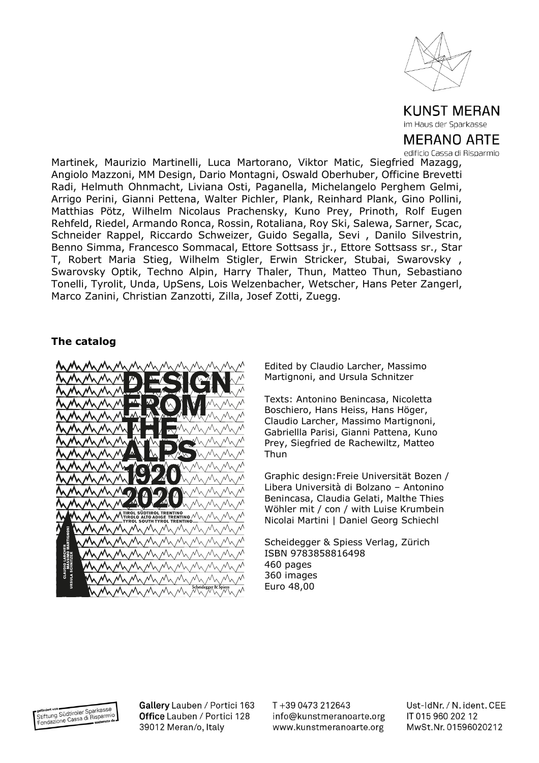Martinek, Maurizio Martinelli, Luca Martorano, Viktor Matic, Siegfried Mazagg, Angiolo Mazzoni, MM Design, Dario Montagni, Oswald Oberhuber, Officine Brevetti Radi, Helmuth Ohnmacht, Liviana Osti, Paganella, Michelangelo Perghem Gelmi, Arrigo Perini, Gianni Pettena, Walter Pichler, Plank, Reinhard Plank, Gino Pollini, Matthias Pötz, Wilhelm Nicolaus Prachensky, Kuno Prey, Prinoth, Rolf Eugen Rehfeld, Riedel, Armando Ronca, Rossin, Rotaliana, Roy Ski, Salewa, Sarner, Scac, Schneider Rappel, Riccardo Schweizer, Guido Segalla, Sevi , Danilo Silvestrin, Benno Simma, Francesco Sommacal, Ettore Sottsass jr., Ettore Sottsass sr., Star T, Robert Maria Stieg, Wilhelm Stigler, Erwin Stricker, Stubai, Swarovsky , Swarovsky Optik, Techno Alpin, Harry Thaler, Thun, Matteo Thun, Sebastiano Tonelli, Tyrolit, Unda, UpSens, Lois Welzenbacher, Wetscher, Hans Peter Zangerl, Marco Zanini, Christian Zanzotti, Zilla, Josef Zotti, Zuegg.

**The catalog**

Edited by Claudio Larcher, Massimo Martignoni, and Ursula Schnitzer

Texts: Antonino Benincasa, Nicoletta Boschiero, Hans Heiss, Hans Höger, Claudio Larcher, Massimo Martignoni, Gabriellla Parisi, Gianni Pattena, Kuno Prey, Siegfried de Rachewiltz, Matteo Thun

Graphic design:Freie Universität Bozen / Libera Università di Bolzano – Antonino Benincasa, Claudia Gelati, Malthe Thies Wöhler mit / con / with Luise Krumbein Nicolai Martini | Daniel Georg Schiechl

Scheidegger & Spiess Verlag, Zürich
ISBN 9783858816498
460 pages
360 images
Euro 48,00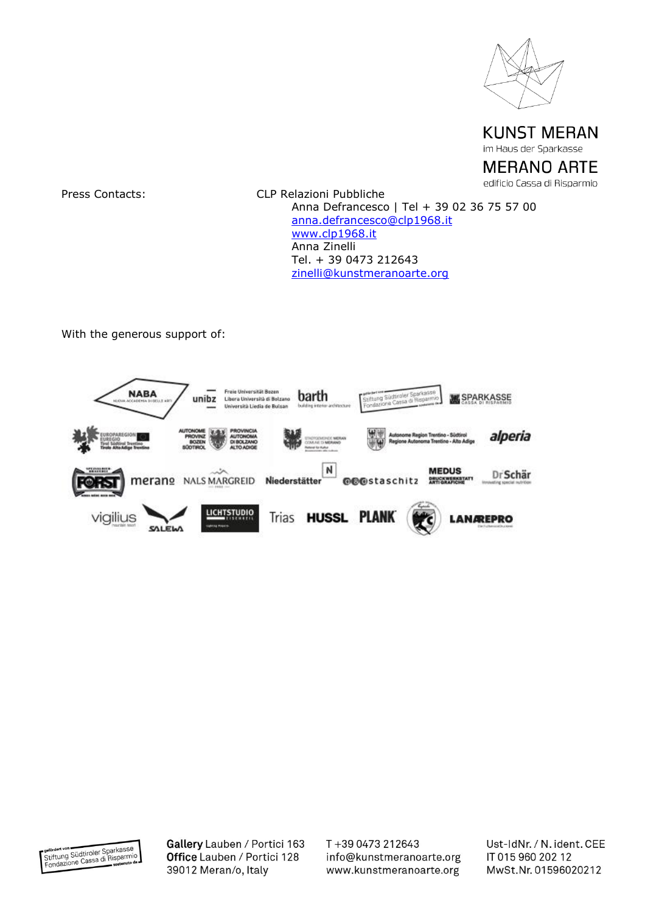KUNST MERAN
im Haus der Sparkasse
MERANO ARTE
edificio Cassa di Risparmio

Press Contacts: CLP Relazioni Pubbliche
Anna Defrancesco | Tel + 39 02 36 75 57 00
anna.defrancesco@clp1968.it
www.clp1968.it
Anna Zinelli
Tel. + 39 0473 212643
zinelli@kunstmeranoarte.org

With the generous support of:

**Gallery** Lauben / Portici 163
**Office** Lauben / Portici 128
39012 Meran/o, Italy

T +39 0473 212643
info@kunstmeranoarte.org
www.kunstmeranoarte.org

Ust-IdNr. / N. ident. CEE
IT 015 960 202 12
MwSt.Nr. 01596020212